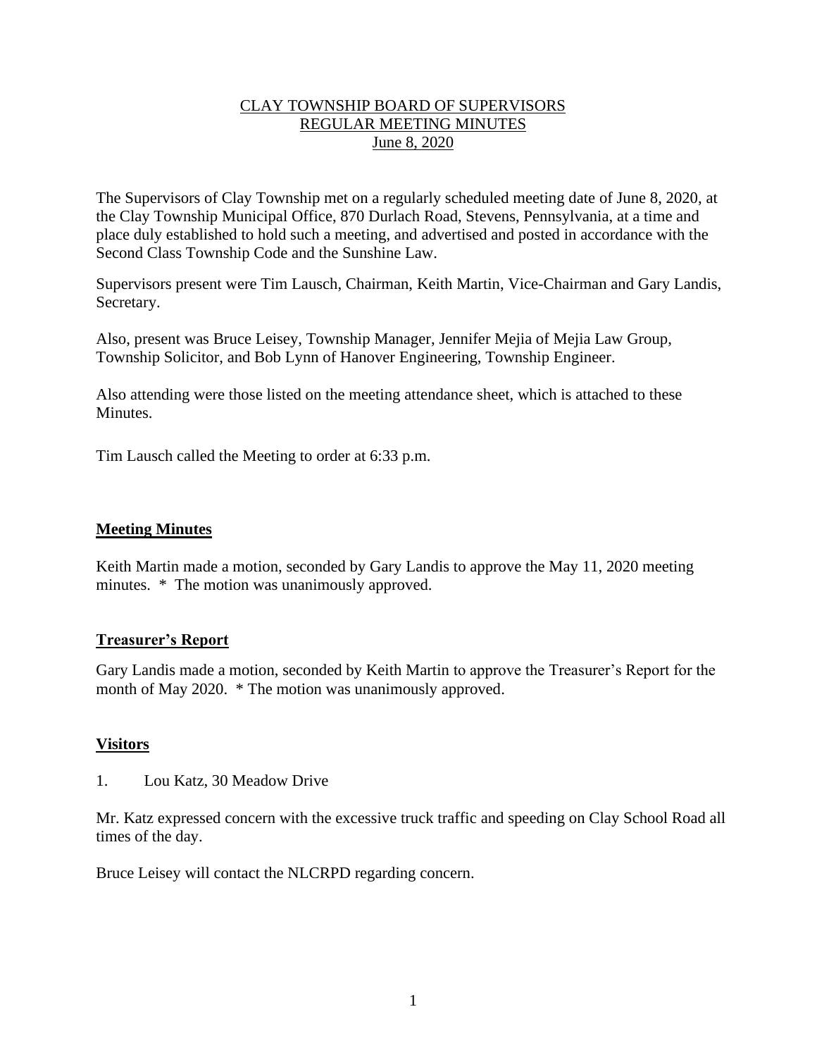# CLAY TOWNSHIP BOARD OF SUPERVISORS
## REGULAR MEETING MINUTES
### June 8, 2020

The Supervisors of Clay Township met on a regularly scheduled meeting date of June 8, 2020, at the Clay Township Municipal Office, 870 Durlach Road, Stevens, Pennsylvania, at a time and place duly established to hold such a meeting, and advertised and posted in accordance with the Second Class Township Code and the Sunshine Law.

Supervisors present were Tim Lausch, Chairman, Keith Martin, Vice-Chairman and Gary Landis, Secretary.

Also, present was Bruce Leisey, Township Manager, Jennifer Mejia of Mejia Law Group, Township Solicitor, and Bob Lynn of Hanover Engineering, Township Engineer.

Also attending were those listed on the meeting attendance sheet, which is attached to these Minutes.

Tim Lausch called the Meeting to order at 6:33 p.m.

**Meeting Minutes**

Keith Martin made a motion, seconded by Gary Landis to approve the May 11, 2020 meeting minutes. * The motion was unanimously approved.

**Treasurer's Report**

Gary Landis made a motion, seconded by Keith Martin to approve the Treasurer's Report for the month of May 2020. * The motion was unanimously approved.

**Visitors**

1. Lou Katz, 30 Meadow Drive

Mr. Katz expressed concern with the excessive truck traffic and speeding on Clay School Road all times of the day.

Bruce Leisey will contact the NLCRPD regarding concern.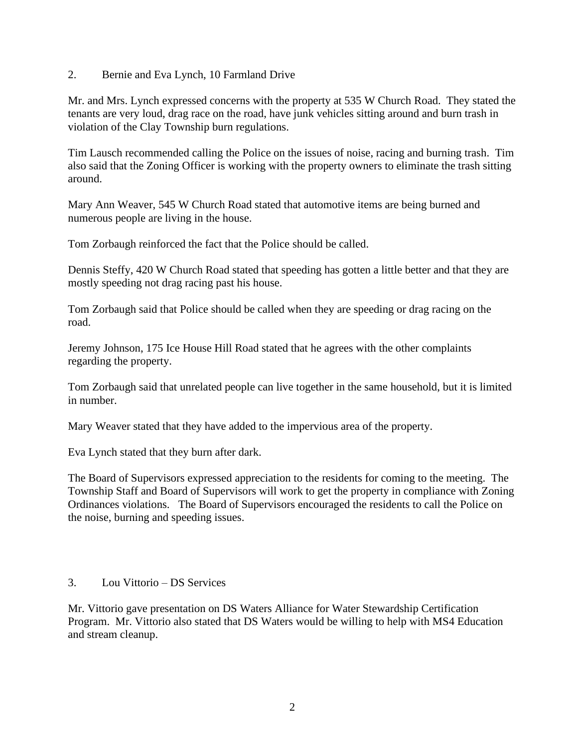2. Bernie and Eva Lynch, 10 Farmland Drive

Mr. and Mrs. Lynch expressed concerns with the property at 535 W Church Road. They stated the tenants are very loud, drag race on the road, have junk vehicles sitting around and burn trash in violation of the Clay Township burn regulations.

Tim Lausch recommended calling the Police on the issues of noise, racing and burning trash. Tim also said that the Zoning Officer is working with the property owners to eliminate the trash sitting around.

Mary Ann Weaver, 545 W Church Road stated that automotive items are being burned and numerous people are living in the house.

Tom Zorbaugh reinforced the fact that the Police should be called.

Dennis Steffy, 420 W Church Road stated that speeding has gotten a little better and that they are mostly speeding not drag racing past his house.

Tom Zorbaugh said that Police should be called when they are speeding or drag racing on the road.

Jeremy Johnson, 175 Ice House Hill Road stated that he agrees with the other complaints regarding the property.

Tom Zorbaugh said that unrelated people can live together in the same household, but it is limited in number.

Mary Weaver stated that they have added to the impervious area of the property.

Eva Lynch stated that they burn after dark.

The Board of Supervisors expressed appreciation to the residents for coming to the meeting. The Township Staff and Board of Supervisors will work to get the property in compliance with Zoning Ordinances violations. The Board of Supervisors encouraged the residents to call the Police on the noise, burning and speeding issues.

3. Lou Vittorio – DS Services

Mr. Vittorio gave presentation on DS Waters Alliance for Water Stewardship Certification Program. Mr. Vittorio also stated that DS Waters would be willing to help with MS4 Education and stream cleanup.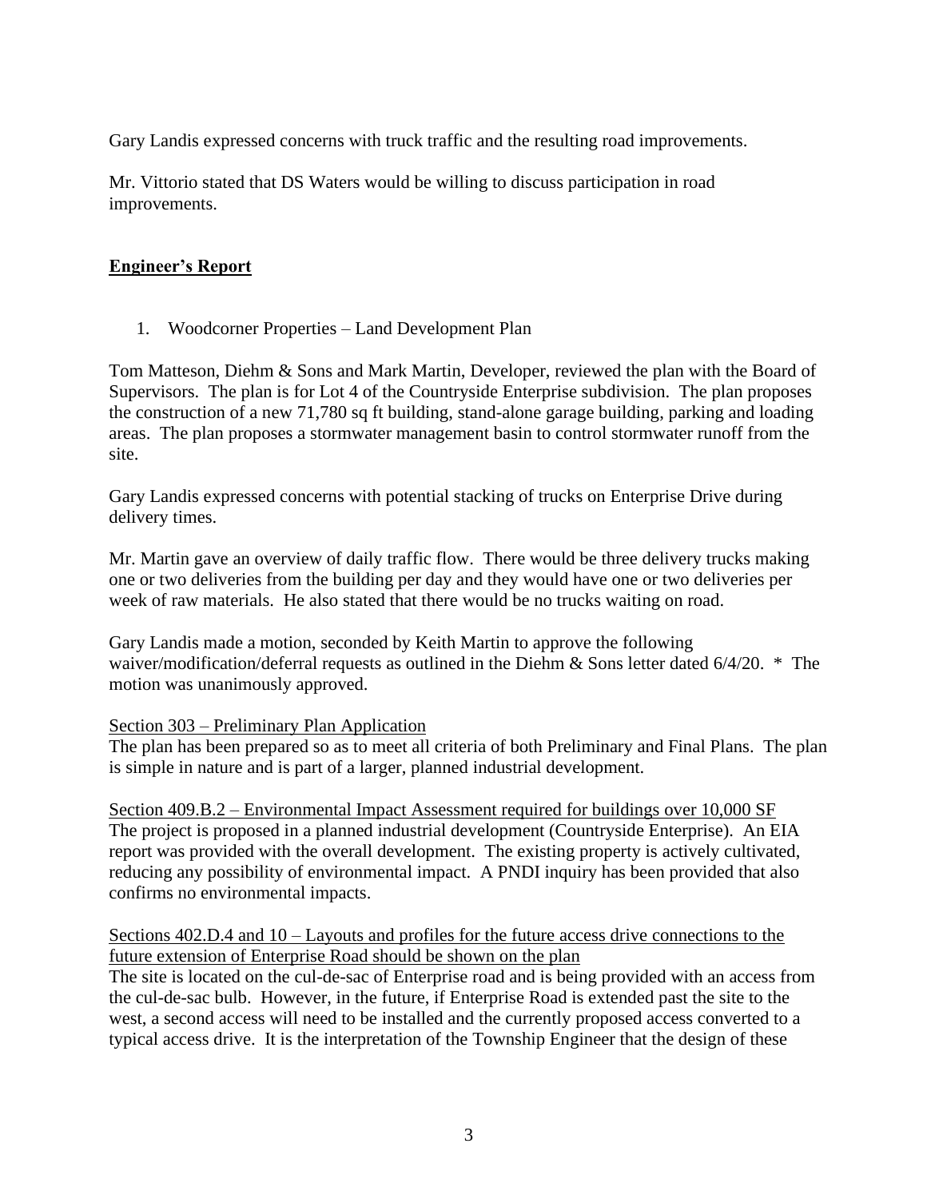Gary Landis expressed concerns with truck traffic and the resulting road improvements.

Mr. Vittorio stated that DS Waters would be willing to discuss participation in road improvements.

## **Engineer's Report**

1. Woodcorner Properties – Land Development Plan

Tom Matteson, Diehm & Sons and Mark Martin, Developer, reviewed the plan with the Board of Supervisors. The plan is for Lot 4 of the Countryside Enterprise subdivision. The plan proposes the construction of a new 71,780 sq ft building, stand-alone garage building, parking and loading areas. The plan proposes a stormwater management basin to control stormwater runoff from the site.

Gary Landis expressed concerns with potential stacking of trucks on Enterprise Drive during delivery times.

Mr. Martin gave an overview of daily traffic flow. There would be three delivery trucks making one or two deliveries from the building per day and they would have one or two deliveries per week of raw materials. He also stated that there would be no trucks waiting on road.

Gary Landis made a motion, seconded by Keith Martin to approve the following waiver/modification/deferral requests as outlined in the Diehm & Sons letter dated 6/4/20. * The motion was unanimously approved.

<u>Section 303 – Preliminary Plan Application</u>
The plan has been prepared so as to meet all criteria of both Preliminary and Final Plans. The plan is simple in nature and is part of a larger, planned industrial development.

<u>Section 409.B.2 – Environmental Impact Assessment required for buildings over 10,000 SF</u>
The project is proposed in a planned industrial development (Countryside Enterprise). An EIA report was provided with the overall development. The existing property is actively cultivated, reducing any possibility of environmental impact. A PNDI inquiry has been provided that also confirms no environmental impacts.

<u>Sections 402.D.4 and 10 – Layouts and profiles for the future access drive connections to the future extension of Enterprise Road should be shown on the plan</u>
The site is located on the cul-de-sac of Enterprise road and is being provided with an access from the cul-de-sac bulb. However, in the future, if Enterprise Road is extended past the site to the west, a second access will need to be installed and the currently proposed access converted to a typical access drive. It is the interpretation of the Township Engineer that the design of these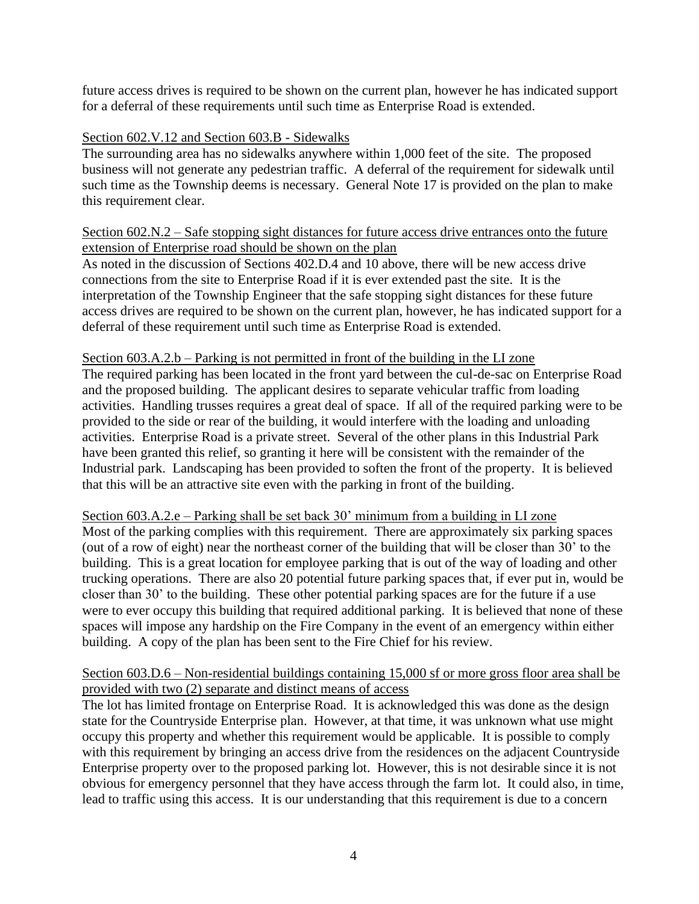future access drives is required to be shown on the current plan, however he has indicated support for a deferral of these requirements until such time as Enterprise Road is extended.

<u>Section 602.V.12 and Section 603.B - Sidewalks</u>

The surrounding area has no sidewalks anywhere within 1,000 feet of the site. The proposed business will not generate any pedestrian traffic. A deferral of the requirement for sidewalk until such time as the Township deems is necessary. General Note 17 is provided on the plan to make this requirement clear.

<u>Section 602.N.2 – Safe stopping sight distances for future access drive entrances onto the future extension of Enterprise road should be shown on the plan</u>

As noted in the discussion of Sections 402.D.4 and 10 above, there will be new access drive connections from the site to Enterprise Road if it is ever extended past the site. It is the interpretation of the Township Engineer that the safe stopping sight distances for these future access drives are required to be shown on the current plan, however, he has indicated support for a deferral of these requirement until such time as Enterprise Road is extended.

<u>Section 603.A.2.b – Parking is not permitted in front of the building in the LI zone</u>

The required parking has been located in the front yard between the cul-de-sac on Enterprise Road and the proposed building. The applicant desires to separate vehicular traffic from loading activities. Handling trusses requires a great deal of space. If all of the required parking were to be provided to the side or rear of the building, it would interfere with the loading and unloading activities. Enterprise Road is a private street. Several of the other plans in this Industrial Park have been granted this relief, so granting it here will be consistent with the remainder of the Industrial park. Landscaping has been provided to soften the front of the property. It is believed that this will be an attractive site even with the parking in front of the building.

<u>Section 603.A.2.e – Parking shall be set back 30' minimum from a building in LI zone</u>

Most of the parking complies with this requirement. There are approximately six parking spaces (out of a row of eight) near the northeast corner of the building that will be closer than 30' to the building. This is a great location for employee parking that is out of the way of loading and other trucking operations. There are also 20 potential future parking spaces that, if ever put in, would be closer than 30' to the building. These other potential parking spaces are for the future if a use were to ever occupy this building that required additional parking. It is believed that none of these spaces will impose any hardship on the Fire Company in the event of an emergency within either building. A copy of the plan has been sent to the Fire Chief for his review.

<u>Section 603.D.6 – Non-residential buildings containing 15,000 sf or more gross floor area shall be provided with two (2) separate and distinct means of access</u>

The lot has limited frontage on Enterprise Road. It is acknowledged this was done as the design state for the Countryside Enterprise plan. However, at that time, it was unknown what use might occupy this property and whether this requirement would be applicable. It is possible to comply with this requirement by bringing an access drive from the residences on the adjacent Countryside Enterprise property over to the proposed parking lot. However, this is not desirable since it is not obvious for emergency personnel that they have access through the farm lot. It could also, in time, lead to traffic using this access. It is our understanding that this requirement is due to a concern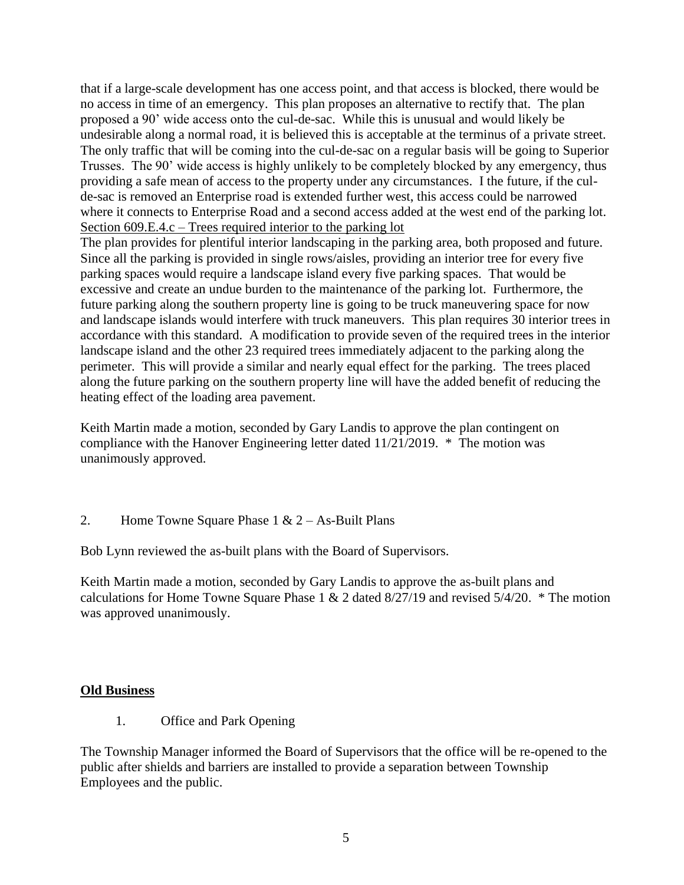that if a large-scale development has one access point, and that access is blocked, there would be no access in time of an emergency. This plan proposes an alternative to rectify that. The plan proposed a 90' wide access onto the cul-de-sac. While this is unusual and would likely be undesirable along a normal road, it is believed this is acceptable at the terminus of a private street. The only traffic that will be coming into the cul-de-sac on a regular basis will be going to Superior Trusses. The 90' wide access is highly unlikely to be completely blocked by any emergency, thus providing a safe mean of access to the property under any circumstances. I the future, if the cul-de-sac is removed an Enterprise road is extended further west, this access could be narrowed where it connects to Enterprise Road and a second access added at the west end of the parking lot.

<u>Section 609.E.4.c – Trees required interior to the parking lot</u>

The plan provides for plentiful interior landscaping in the parking area, both proposed and future. Since all the parking is provided in single rows/aisles, providing an interior tree for every five parking spaces would require a landscape island every five parking spaces. That would be excessive and create an undue burden to the maintenance of the parking lot. Furthermore, the future parking along the southern property line is going to be truck maneuvering space for now and landscape islands would interfere with truck maneuvers. This plan requires 30 interior trees in accordance with this standard. A modification to provide seven of the required trees in the interior landscape island and the other 23 required trees immediately adjacent to the parking along the perimeter. This will provide a similar and nearly equal effect for the parking. The trees placed along the future parking on the southern property line will have the added benefit of reducing the heating effect of the loading area pavement.

Keith Martin made a motion, seconded by Gary Landis to approve the plan contingent on compliance with the Hanover Engineering letter dated 11/21/2019. * The motion was unanimously approved.

2. Home Towne Square Phase 1 & 2 – As-Built Plans

Bob Lynn reviewed the as-built plans with the Board of Supervisors.

Keith Martin made a motion, seconded by Gary Landis to approve the as-built plans and calculations for Home Towne Square Phase 1 & 2 dated 8/27/19 and revised 5/4/20. * The motion was approved unanimously.

## Old Business

1. Office and Park Opening

The Township Manager informed the Board of Supervisors that the office will be re-opened to the public after shields and barriers are installed to provide a separation between Township Employees and the public.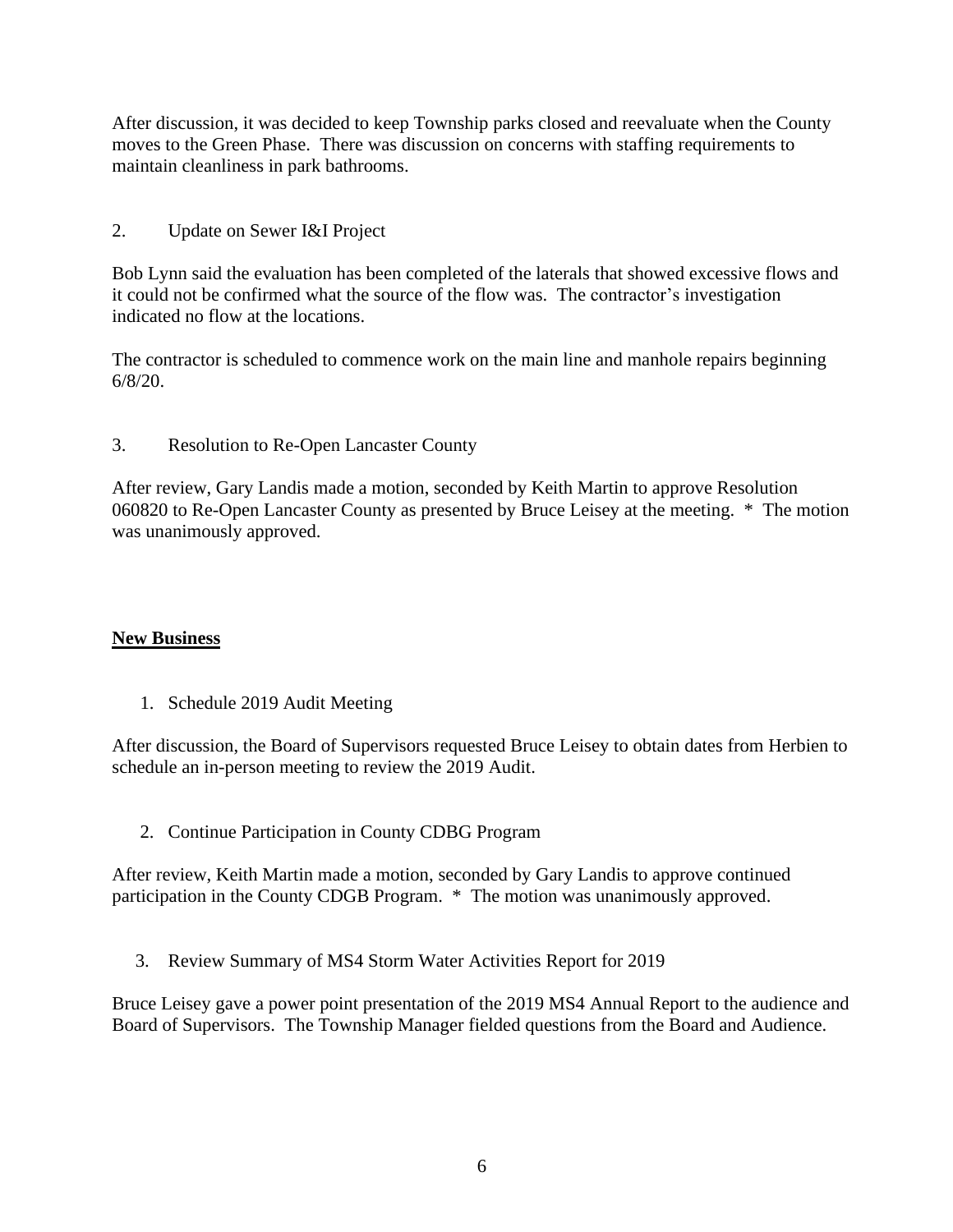After discussion, it was decided to keep Township parks closed and reevaluate when the County moves to the Green Phase. There was discussion on concerns with staffing requirements to maintain cleanliness in park bathrooms.

2. Update on Sewer I&I Project

Bob Lynn said the evaluation has been completed of the laterals that showed excessive flows and it could not be confirmed what the source of the flow was. The contractor's investigation indicated no flow at the locations.

The contractor is scheduled to commence work on the main line and manhole repairs beginning 6/8/20.

3. Resolution to Re-Open Lancaster County

After review, Gary Landis made a motion, seconded by Keith Martin to approve Resolution 060820 to Re-Open Lancaster County as presented by Bruce Leisey at the meeting. * The motion was unanimously approved.

**New Business**

1. Schedule 2019 Audit Meeting

After discussion, the Board of Supervisors requested Bruce Leisey to obtain dates from Herbien to schedule an in-person meeting to review the 2019 Audit.

2. Continue Participation in County CDBG Program

After review, Keith Martin made a motion, seconded by Gary Landis to approve continued participation in the County CDGB Program. * The motion was unanimously approved.

3. Review Summary of MS4 Storm Water Activities Report for 2019

Bruce Leisey gave a power point presentation of the 2019 MS4 Annual Report to the audience and Board of Supervisors. The Township Manager fielded questions from the Board and Audience.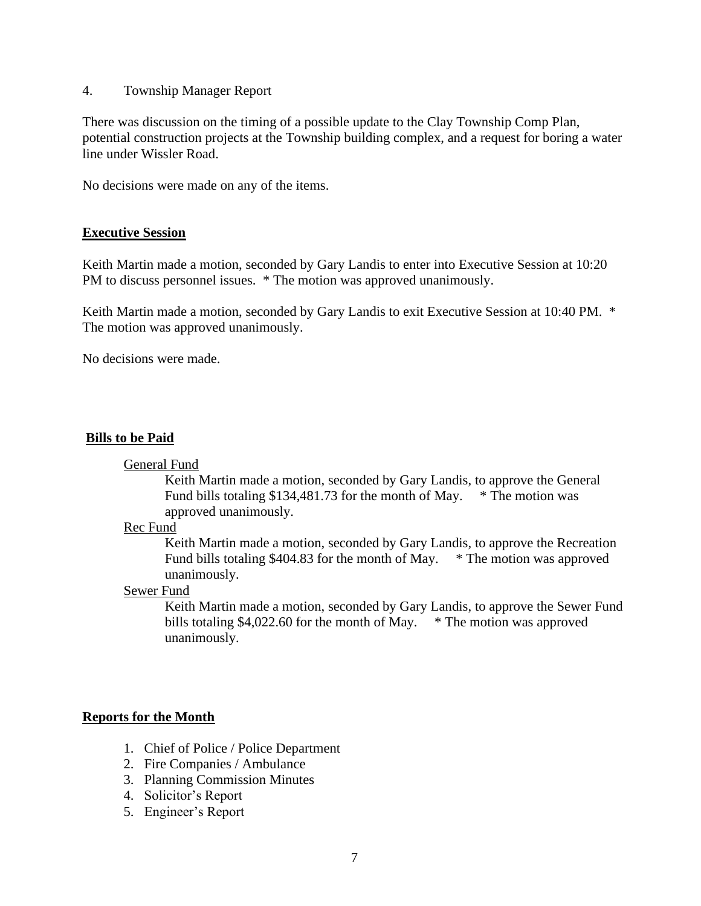4. Township Manager Report

There was discussion on the timing of a possible update to the Clay Township Comp Plan, potential construction projects at the Township building complex, and a request for boring a water line under Wissler Road.

No decisions were made on any of the items.

## Executive Session

Keith Martin made a motion, seconded by Gary Landis to enter into Executive Session at 10:20 PM to discuss personnel issues. * The motion was approved unanimously.

Keith Martin made a motion, seconded by Gary Landis to exit Executive Session at 10:40 PM. * The motion was approved unanimously.

No decisions were made.

## Bills to be Paid

General Fund

Keith Martin made a motion, seconded by Gary Landis, to approve the General Fund bills totaling $134,481.73 for the month of May. * The motion was approved unanimously.

Rec Fund

Keith Martin made a motion, seconded by Gary Landis, to approve the Recreation Fund bills totaling $404.83 for the month of May. * The motion was approved unanimously.

Sewer Fund

Keith Martin made a motion, seconded by Gary Landis, to approve the Sewer Fund bills totaling $4,022.60 for the month of May. * The motion was approved unanimously.

## Reports for the Month

1. Chief of Police / Police Department
2. Fire Companies / Ambulance
3. Planning Commission Minutes
4. Solicitor's Report
5. Engineer's Report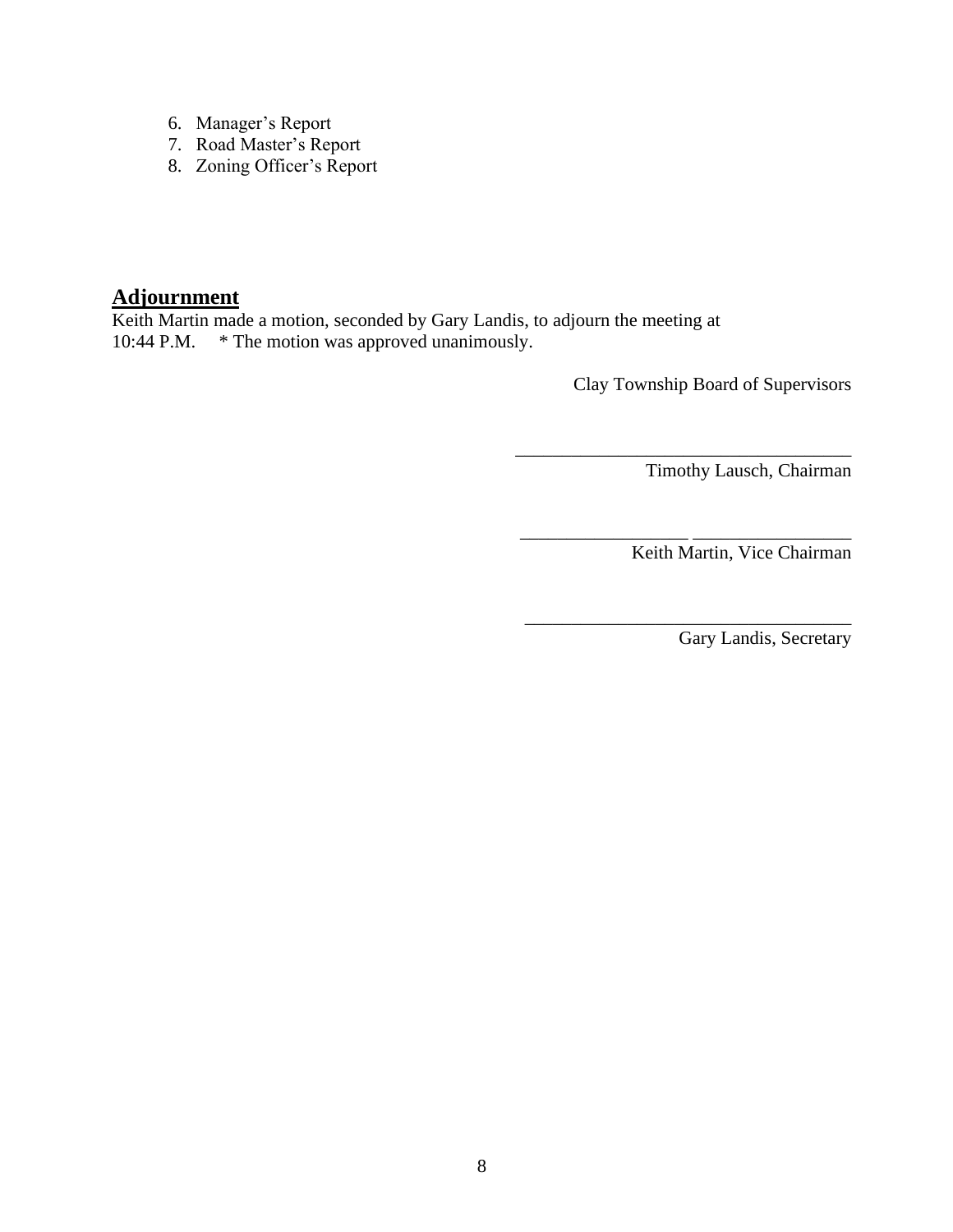6. Manager's Report
7. Road Master's Report
8. Zoning Officer's Report

## Adjournment

Keith Martin made a motion, seconded by Gary Landis, to adjourn the meeting at 10:44 P.M. * The motion was approved unanimously.

Clay Township Board of Supervisors

\_\_\_\_\_\_\_\_\_\_\_\_\_\_\_\_\_\_\_\_\_\_\_\_\_\_\_\_\_\_\_\_\_\_\_\_

Timothy Lausch, Chairman

\_\_\_\_\_\_\_\_\_\_\_\_\_\_\_\_\_\_ \_\_\_\_\_\_\_\_\_\_\_\_\_\_\_\_\_

Keith Martin, Vice Chairman

\_\_\_\_\_\_\_\_\_\_\_\_\_\_\_\_\_\_\_\_\_\_\_\_\_\_\_\_\_\_\_\_\_\_\_

Gary Landis, Secretary